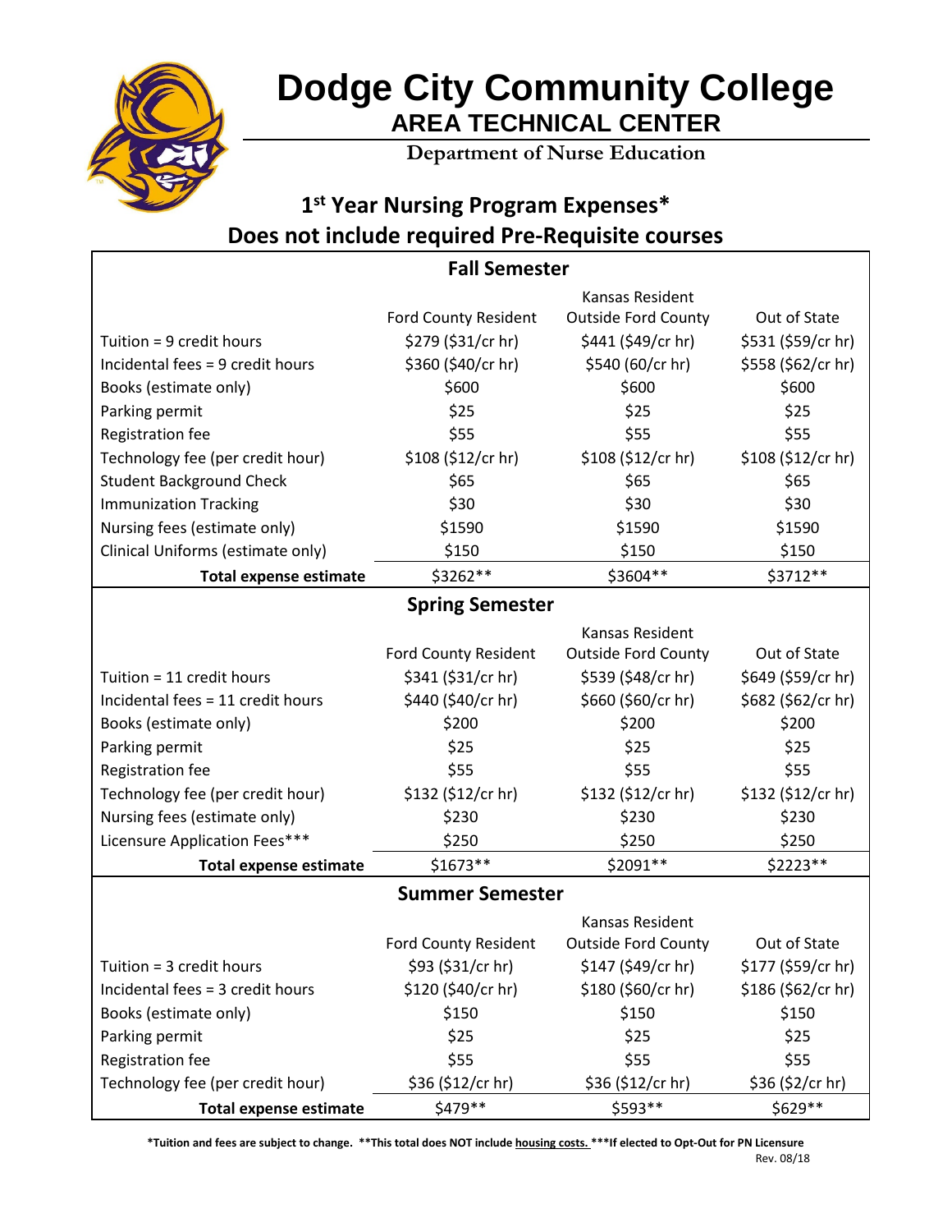# Dodge City Community College
## AREA TECHNICAL CENTER
**Department of Nurse Education**

## 1st Year Nursing Program Expenses*
## Does not include required Pre-Requisite courses

| Fall Semester | | | |
|---|---|---|---|
| | Ford County Resident | Kansas Resident Outside Ford County | Out of State |
| Tuition = 9 credit hours | $279 ($31/cr hr) | $441 ($49/cr hr) | $531 ($59/cr hr) |
| Incidental fees = 9 credit hours | $360 ($40/cr hr) | $540 (60/cr hr) | $558 ($62/cr hr) |
| Books (estimate only) | $600 | $600 | $600 |
| Parking permit | $25 | $25 | $25 |
| Registration fee | $55 | $55 | $55 |
| Technology fee (per credit hour) | $108 ($12/cr hr) | $108 ($12/cr hr) | $108 ($12/cr hr) |
| Student Background Check | $65 | $65 | $65 |
| Immunization Tracking | $30 | $30 | $30 |
| Nursing fees (estimate only) | $1590 | $1590 | $1590 |
| Clinical Uniforms (estimate only) | $150 | $150 | $150 |
| **Total expense estimate** | $3262** | $3604** | $3712** |

| Spring Semester | | | |
|---|---|---|---|
| | Ford County Resident | Kansas Resident Outside Ford County | Out of State |
| Tuition = 11 credit hours | $341 ($31/cr hr) | $539 ($48/cr hr) | $649 ($59/cr hr) |
| Incidental fees = 11 credit hours | $440 ($40/cr hr) | $660 ($60/cr hr) | $682 ($62/cr hr) |
| Books (estimate only) | $200 | $200 | $200 |
| Parking permit | $25 | $25 | $25 |
| Registration fee | $55 | $55 | $55 |
| Technology fee (per credit hour) | $132 ($12/cr hr) | $132 ($12/cr hr) | $132 ($12/cr hr) |
| Nursing fees (estimate only) | $230 | $230 | $230 |
| Licensure Application Fees*** | $250 | $250 | $250 |
| **Total expense estimate** | $1673** | $2091** | $2223** |

| Summer Semester | | | |
|---|---|---|---|
| | Ford County Resident | Kansas Resident Outside Ford County | Out of State |
| Tuition = 3 credit hours | $93 ($31/cr hr) | $147 ($49/cr hr) | $177 ($59/cr hr) |
| Incidental fees = 3 credit hours | $120 ($40/cr hr) | $180 ($60/cr hr) | $186 ($62/cr hr) |
| Books (estimate only) | $150 | $150 | $150 |
| Parking permit | $25 | $25 | $25 |
| Registration fee | $55 | $55 | $55 |
| Technology fee (per credit hour) | $36 ($12/cr hr) | $36 ($12/cr hr) | $36 ($2/cr hr) |
| **Total expense estimate** | $479** | $593** | $629** |

***Tuition and fees are subject to change. **This total does NOT include housing costs. ***If elected to Opt-Out for PN Licensure**

Rev. 08/18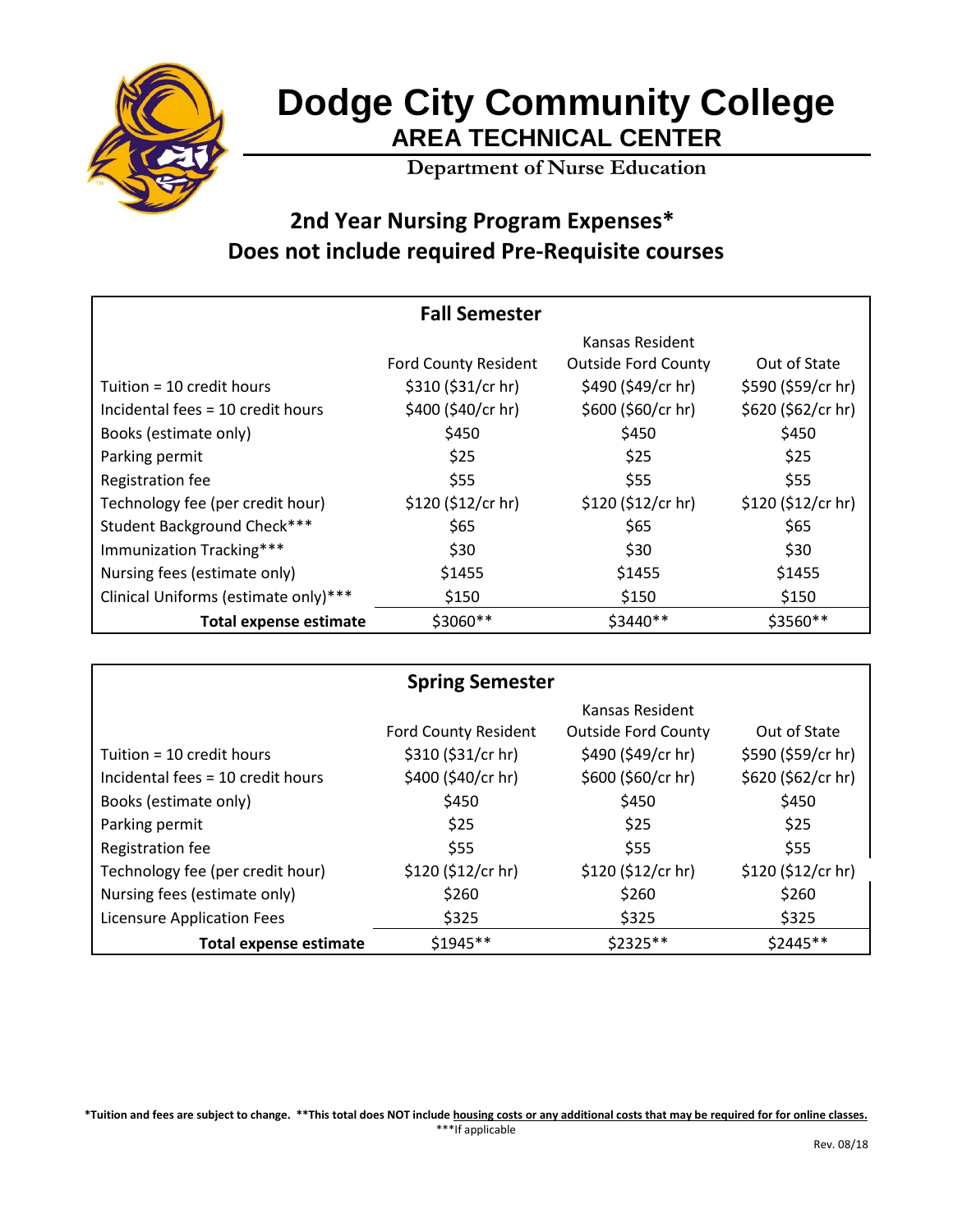# Dodge City Community College

## AREA TECHNICAL CENTER

**Department of Nurse Education**

## 2nd Year Nursing Program Expenses*
## Does not include required Pre-Requisite courses

**Fall Semester**

| | Ford County Resident | Kansas Resident Outside Ford County | Out of State |
|---|---|---|---|
| Tuition = 10 credit hours | $310 ($31/cr hr) | $490 ($49/cr hr) | $590 ($59/cr hr) |
| Incidental fees = 10 credit hours | $400 ($40/cr hr) | $600 ($60/cr hr) | $620 ($62/cr hr) |
| Books (estimate only) | $450 | $450 | $450 |
| Parking permit | $25 | $25 | $25 |
| Registration fee | $55 | $55 | $55 |
| Technology fee (per credit hour) | $120 ($12/cr hr) | $120 ($12/cr hr) | $120 ($12/cr hr) |
| Student Background Check*** | $65 | $65 | $65 |
| Immunization Tracking*** | $30 | $30 | $30 |
| Nursing fees (estimate only) | $1455 | $1455 | $1455 |
| Clinical Uniforms (estimate only)*** | $150 | $150 | $150 |
| **Total expense estimate** | $3060** | $3440** | $3560** |

**Spring Semester**

| | Ford County Resident | Kansas Resident Outside Ford County | Out of State |
|---|---|---|---|
| Tuition = 10 credit hours | $310 ($31/cr hr) | $490 ($49/cr hr) | $590 ($59/cr hr) |
| Incidental fees = 10 credit hours | $400 ($40/cr hr) | $600 ($60/cr hr) | $620 ($62/cr hr) |
| Books (estimate only) | $450 | $450 | $450 |
| Parking permit | $25 | $25 | $25 |
| Registration fee | $55 | $55 | $55 |
| Technology fee (per credit hour) | $120 ($12/cr hr) | $120 ($12/cr hr) | $120 ($12/cr hr) |
| Nursing fees (estimate only) | $260 | $260 | $260 |
| Licensure Application Fees | $325 | $325 | $325 |
| **Total expense estimate** | $1945** | $2325** | $2445** |

**\*Tuition and fees are subject to change. \*\*This total does NOT include housing costs or any additional costs that may be required for for online classes.**

***If applicable

Rev. 08/18